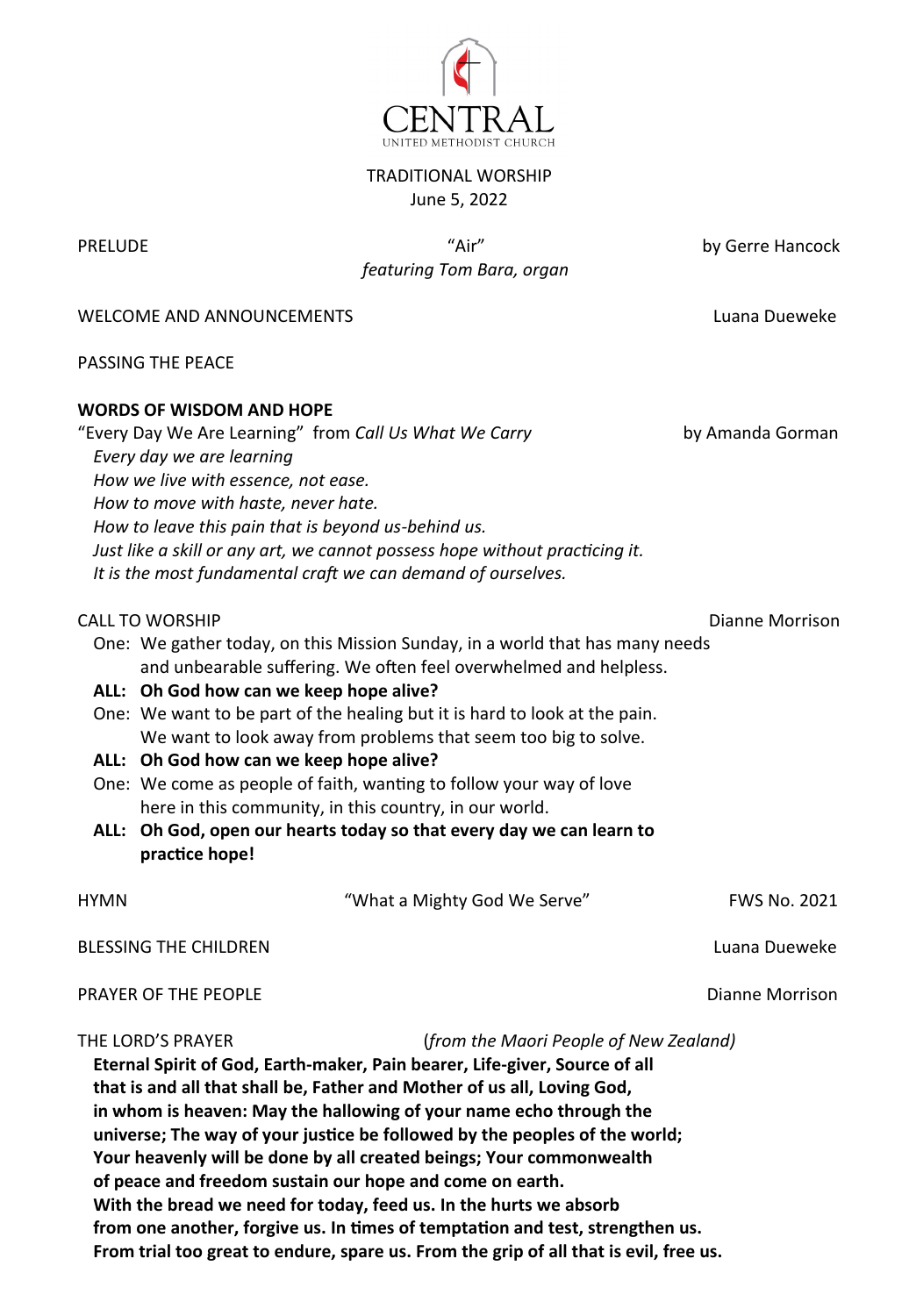# CENTRAL
UNITED METHODIST CHURCH

TRADITIONAL WORSHIP
June 5, 2022

PRELUDE "Air" by Gerre Hancock
*featuring Tom Bara, organ*

WELCOME AND ANNOUNCEMENTS Luana Dueweke

PASSING THE PEACE

**WORDS OF WISDOM AND HOPE**

"Every Day We Are Learning" from *Call Us What We Carry* by Amanda Gorman

*Every day we are learning*
*How we live with essence, not ease.*
*How to move with haste, never hate.*
*How to leave this pain that is beyond us-behind us.*
*Just like a skill or any art, we cannot possess hope without practicing it.*
*It is the most fundamental craft we can demand of ourselves.*

CALL TO WORSHIP Dianne Morrison

One: We gather today, on this Mission Sunday, in a world that has many needs and unbearable suffering. We often feel overwhelmed and helpless.

**ALL: Oh God how can we keep hope alive?**

One: We want to be part of the healing but it is hard to look at the pain. We want to look away from problems that seem too big to solve.

**ALL: Oh God how can we keep hope alive?**

One: We come as people of faith, wanting to follow your way of love here in this community, in this country, in our world.

**ALL: Oh God, open our hearts today so that every day we can learn to practice hope!**

HYMN "What a Mighty God We Serve" FWS No. 2021

BLESSING THE CHILDREN Luana Dueweke

PRAYER OF THE PEOPLE Dianne Morrison

THE LORD'S PRAYER (*from the Maori People of New Zealand*)

**Eternal Spirit of God, Earth-maker, Pain bearer, Life-giver, Source of all that is and all that shall be, Father and Mother of us all, Loving God, in whom is heaven: May the hallowing of your name echo through the universe; The way of your justice be followed by the peoples of the world; Your heavenly will be done by all created beings; Your commonwealth of peace and freedom sustain our hope and come on earth. With the bread we need for today, feed us. In the hurts we absorb from one another, forgive us. In times of temptation and test, strengthen us. From trial too great to endure, spare us. From the grip of all that is evil, free us.**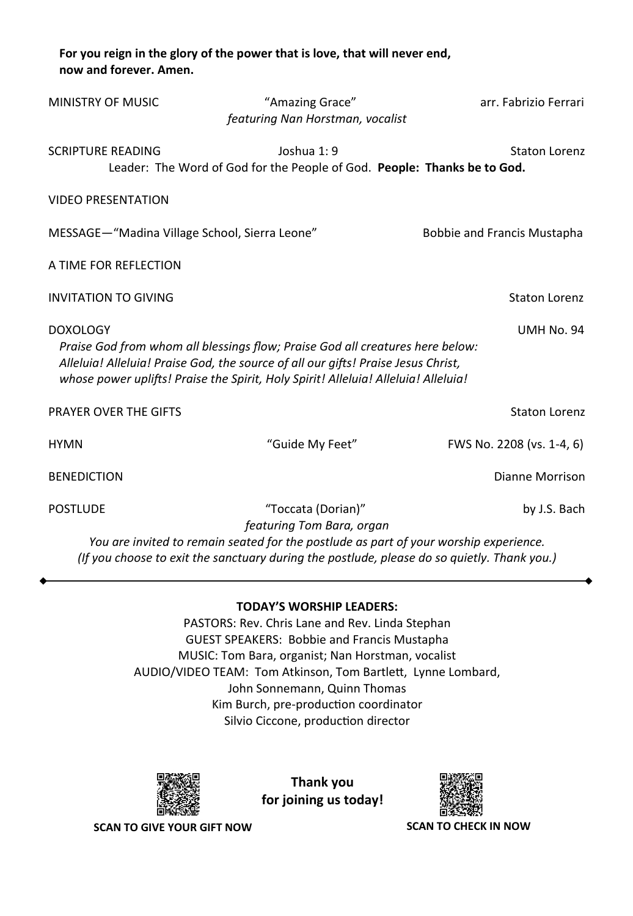**For you reign in the glory of the power that is love, that will never end, now and forever. Amen.**

MINISTRY OF MUSIC — "Amazing Grace" — arr. Fabrizio Ferrari
*featuring Nan Horstman, vocalist*

SCRIPTURE READING — Joshua 1: 9 — Staton Lorenz
Leader: The Word of God for the People of God. **People: Thanks be to God.**

VIDEO PRESENTATION

MESSAGE—"Madina Village School, Sierra Leone" — Bobbie and Francis Mustapha

A TIME FOR REFLECTION

INVITATION TO GIVING — Staton Lorenz

DOXOLOGY — UMH No. 94
*Praise God from whom all blessings flow; Praise God all creatures here below: Alleluia! Alleluia! Praise God, the source of all our gifts! Praise Jesus Christ, whose power uplifts! Praise the Spirit, Holy Spirit! Alleluia! Alleluia! Alleluia!*

PRAYER OVER THE GIFTS — Staton Lorenz

HYMN — "Guide My Feet" — FWS No. 2208 (vs. 1-4, 6)

BENEDICTION — Dianne Morrison

POSTLUDE — "Toccata (Dorian)" — by J.S. Bach
*featuring Tom Bara, organ*
*You are invited to remain seated for the postlude as part of your worship experience.*
*(If you choose to exit the sanctuary during the postlude, please do so quietly. Thank you.)*

---

**TODAY'S WORSHIP LEADERS:**

PASTORS: Rev. Chris Lane and Rev. Linda Stephan
GUEST SPEAKERS: Bobbie and Francis Mustapha
MUSIC: Tom Bara, organist; Nan Horstman, vocalist
AUDIO/VIDEO TEAM: Tom Atkinson, Tom Bartlett, Lynne Lombard, John Sonnemann, Quinn Thomas
Kim Burch, pre-production coordinator
Silvio Ciccone, production director

**SCAN TO GIVE YOUR GIFT NOW**

**Thank you for joining us today!**

**SCAN TO CHECK IN NOW**